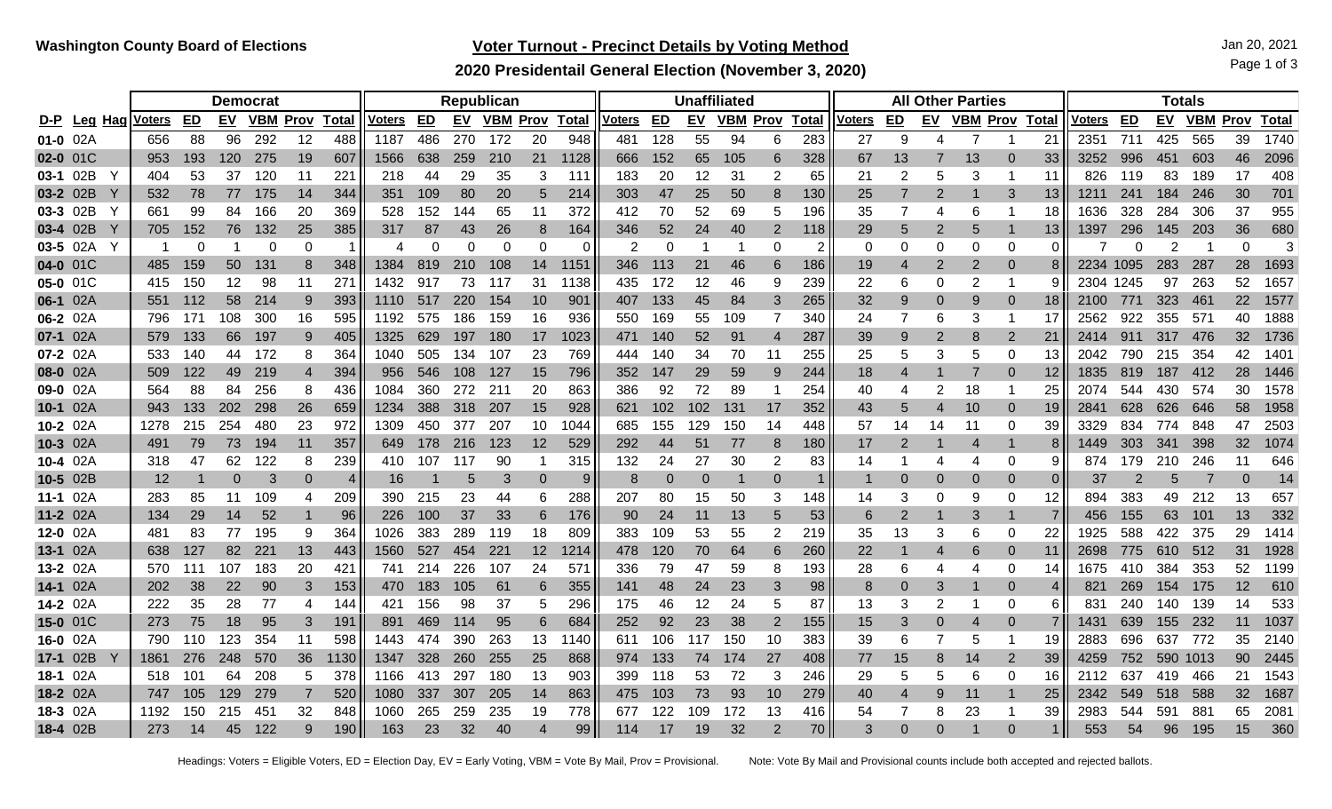**Washington County Board of Elections**

## Voter Turnout - Precinct Details by Voting Method

### 2020 Presidentail General Election (November 3, 2020)

Jan 20, 2021

| | | | Democrat | | | | | | Republican | | | | | | Unaffiliated | | | | | | All Other Parties | | | | | | Totals | | | | | |
|---|---|---|---|---|---|---|---|---|---|---|---|---|---|---|---|---|---|---|---|---|---|---|---|---|---|---|---|---|---|---|---|---|
| D-P | Leg | Hag | Voters | ED | EV | VBM | Prov | Total | Voters | ED | EV | VBM | Prov | Total | Voters | ED | EV | VBM | Prov | Total | Voters | ED | EV | VBM | Prov | Total | Voters | ED | EV | VBM | Prov | Total |
| 01-0 | 02A | | 656 | 88 | 96 | 292 | 12 | 488 | 1187 | 486 | 270 | 172 | 20 | 948 | 481 | 128 | 55 | 94 | 6 | 283 | 27 | 9 | 4 | 7 | 1 | 21 | 2351 | 711 | 425 | 565 | 39 | 1740 |
| 02-0 | 01C | | 953 | 193 | 120 | 275 | 19 | 607 | 1566 | 638 | 259 | 210 | 21 | 1128 | 666 | 152 | 65 | 105 | 6 | 328 | 67 | 13 | 7 | 13 | 0 | 33 | 3252 | 996 | 451 | 603 | 46 | 2096 |
| 03-1 | 02B | Y | 404 | 53 | 37 | 120 | 11 | 221 | 218 | 44 | 29 | 35 | 3 | 111 | 183 | 20 | 12 | 31 | 2 | 65 | 21 | 2 | 5 | 3 | 1 | 11 | 826 | 119 | 83 | 189 | 17 | 408 |
| 03-2 | 02B | Y | 532 | 78 | 77 | 175 | 14 | 344 | 351 | 109 | 80 | 20 | 5 | 214 | 303 | 47 | 25 | 50 | 8 | 130 | 25 | 7 | 2 | 1 | 3 | 13 | 1211 | 241 | 184 | 246 | 30 | 701 |
| 03-3 | 02B | Y | 661 | 99 | 84 | 166 | 20 | 369 | 528 | 152 | 144 | 65 | 11 | 372 | 412 | 70 | 52 | 69 | 5 | 196 | 35 | 7 | 4 | 6 | 1 | 18 | 1636 | 328 | 284 | 306 | 37 | 955 |
| 03-4 | 02B | Y | 705 | 152 | 76 | 132 | 25 | 385 | 317 | 87 | 43 | 26 | 8 | 164 | 346 | 52 | 24 | 40 | 2 | 118 | 29 | 5 | 2 | 5 | 1 | 13 | 1397 | 296 | 145 | 203 | 36 | 680 |
| 03-5 | 02A | Y | 1 | 0 | 1 | 0 | 0 | 1 | 4 | 0 | 0 | 0 | 0 | 0 | 2 | 0 | 1 | 1 | 0 | 2 | 0 | 0 | 0 | 0 | 0 | 0 | 7 | 0 | 2 | 1 | 0 | 3 |
| 04-0 | 01C | | 485 | 159 | 50 | 131 | 8 | 348 | 1384 | 819 | 210 | 108 | 14 | 1151 | 346 | 113 | 21 | 46 | 6 | 186 | 19 | 4 | 2 | 2 | 0 | 8 | 2234 | 1095 | 283 | 287 | 28 | 1693 |
| 05-0 | 01C | | 415 | 150 | 12 | 98 | 11 | 271 | 1432 | 917 | 73 | 117 | 31 | 1138 | 435 | 172 | 12 | 46 | 9 | 239 | 22 | 6 | 0 | 2 | 1 | 9 | 2304 | 1245 | 97 | 263 | 52 | 1657 |
| 06-1 | 02A | | 551 | 112 | 58 | 214 | 9 | 393 | 1110 | 517 | 220 | 154 | 10 | 901 | 407 | 133 | 45 | 84 | 3 | 265 | 32 | 9 | 0 | 9 | 0 | 18 | 2100 | 771 | 323 | 461 | 22 | 1577 |
| 06-2 | 02A | | 796 | 171 | 108 | 300 | 16 | 595 | 1192 | 575 | 186 | 159 | 16 | 936 | 550 | 169 | 55 | 109 | 7 | 340 | 24 | 7 | 6 | 3 | 1 | 17 | 2562 | 922 | 355 | 571 | 40 | 1888 |
| 07-1 | 02A | | 579 | 133 | 66 | 197 | 9 | 405 | 1325 | 629 | 197 | 180 | 17 | 1023 | 471 | 140 | 52 | 91 | 4 | 287 | 39 | 9 | 2 | 8 | 2 | 21 | 2414 | 911 | 317 | 476 | 32 | 1736 |
| 07-2 | 02A | | 533 | 140 | 44 | 172 | 8 | 364 | 1040 | 505 | 134 | 107 | 23 | 769 | 444 | 140 | 34 | 70 | 11 | 255 | 25 | 5 | 3 | 5 | 0 | 13 | 2042 | 790 | 215 | 354 | 42 | 1401 |
| 08-0 | 02A | | 509 | 122 | 49 | 219 | 4 | 394 | 956 | 546 | 108 | 127 | 15 | 796 | 352 | 147 | 29 | 59 | 9 | 244 | 18 | 4 | 1 | 7 | 0 | 12 | 1835 | 819 | 187 | 412 | 28 | 1446 |
| 09-0 | 02A | | 564 | 88 | 84 | 256 | 8 | 436 | 1084 | 360 | 272 | 211 | 20 | 863 | 386 | 92 | 72 | 89 | 1 | 254 | 40 | 4 | 2 | 18 | 1 | 25 | 2074 | 544 | 430 | 574 | 30 | 1578 |
| 10-1 | 02A | | 943 | 133 | 202 | 298 | 26 | 659 | 1234 | 388 | 318 | 207 | 15 | 928 | 621 | 102 | 102 | 131 | 17 | 352 | 43 | 5 | 4 | 10 | 0 | 19 | 2841 | 628 | 626 | 646 | 58 | 1958 |
| 10-2 | 02A | | 1278 | 215 | 254 | 480 | 23 | 972 | 1309 | 450 | 377 | 207 | 10 | 1044 | 685 | 155 | 129 | 150 | 14 | 448 | 57 | 14 | 14 | 11 | 0 | 39 | 3329 | 834 | 774 | 848 | 47 | 2503 |
| 10-3 | 02A | | 491 | 79 | 73 | 194 | 11 | 357 | 649 | 178 | 216 | 123 | 12 | 529 | 292 | 44 | 51 | 77 | 8 | 180 | 17 | 2 | 1 | 4 | 1 | 8 | 1449 | 303 | 341 | 398 | 32 | 1074 |
| 10-4 | 02A | | 318 | 47 | 62 | 122 | 8 | 239 | 410 | 107 | 117 | 90 | 1 | 315 | 132 | 24 | 27 | 30 | 2 | 83 | 14 | 1 | 4 | 4 | 0 | 9 | 874 | 179 | 210 | 246 | 11 | 646 |
| 10-5 | 02B | | 12 | 1 | 0 | 3 | 0 | 4 | 16 | 1 | 5 | 3 | 0 | 9 | 8 | 0 | 0 | 1 | 0 | 1 | 1 | 0 | 0 | 0 | 0 | 0 | 37 | 2 | 5 | 7 | 0 | 14 |
| 11-1 | 02A | | 283 | 85 | 11 | 109 | 4 | 209 | 390 | 215 | 23 | 44 | 6 | 288 | 207 | 80 | 15 | 50 | 3 | 148 | 14 | 3 | 0 | 9 | 0 | 12 | 894 | 383 | 49 | 212 | 13 | 657 |
| 11-2 | 02A | | 134 | 29 | 14 | 52 | 1 | 96 | 226 | 100 | 37 | 33 | 6 | 176 | 90 | 24 | 11 | 13 | 5 | 53 | 6 | 2 | 1 | 3 | 1 | 7 | 456 | 155 | 63 | 101 | 13 | 332 |
| 12-0 | 02A | | 481 | 83 | 77 | 195 | 9 | 364 | 1026 | 383 | 289 | 119 | 18 | 809 | 383 | 109 | 53 | 55 | 2 | 219 | 35 | 13 | 3 | 6 | 0 | 22 | 1925 | 588 | 422 | 375 | 29 | 1414 |
| 13-1 | 02A | | 638 | 127 | 82 | 221 | 13 | 443 | 1560 | 527 | 454 | 221 | 12 | 1214 | 478 | 120 | 70 | 64 | 6 | 260 | 22 | 1 | 4 | 6 | 0 | 11 | 2698 | 775 | 610 | 512 | 31 | 1928 |
| 13-2 | 02A | | 570 | 111 | 107 | 183 | 20 | 421 | 741 | 214 | 226 | 107 | 24 | 571 | 336 | 79 | 47 | 59 | 8 | 193 | 28 | 6 | 4 | 4 | 0 | 14 | 1675 | 410 | 384 | 353 | 52 | 1199 |
| 14-1 | 02A | | 202 | 38 | 22 | 90 | 3 | 153 | 470 | 183 | 105 | 61 | 6 | 355 | 141 | 48 | 24 | 23 | 3 | 98 | 8 | 0 | 3 | 1 | 0 | 4 | 821 | 269 | 154 | 175 | 12 | 610 |
| 14-2 | 02A | | 222 | 35 | 28 | 77 | 4 | 144 | 421 | 156 | 98 | 37 | 5 | 296 | 175 | 46 | 12 | 24 | 5 | 87 | 13 | 3 | 2 | 1 | 0 | 6 | 831 | 240 | 140 | 139 | 14 | 533 |
| 15-0 | 01C | | 273 | 75 | 18 | 95 | 3 | 191 | 891 | 469 | 114 | 95 | 6 | 684 | 252 | 92 | 23 | 38 | 2 | 155 | 15 | 3 | 0 | 4 | 0 | 7 | 1431 | 639 | 155 | 232 | 11 | 1037 |
| 16-0 | 02A | | 790 | 110 | 123 | 354 | 11 | 598 | 1443 | 474 | 390 | 263 | 13 | 1140 | 611 | 106 | 117 | 150 | 10 | 383 | 39 | 6 | 7 | 5 | 1 | 19 | 2883 | 696 | 637 | 772 | 35 | 2140 |
| 17-1 | 02B | Y | 1861 | 276 | 248 | 570 | 36 | 1130 | 1347 | 328 | 260 | 255 | 25 | 868 | 974 | 133 | 74 | 174 | 27 | 408 | 77 | 15 | 8 | 14 | 2 | 39 | 4259 | 752 | 590 | 1013 | 90 | 2445 |
| 18-1 | 02A | | 518 | 101 | 64 | 208 | 5 | 378 | 1166 | 413 | 297 | 180 | 13 | 903 | 399 | 118 | 53 | 72 | 3 | 246 | 29 | 5 | 5 | 6 | 0 | 16 | 2112 | 637 | 419 | 466 | 21 | 1543 |
| 18-2 | 02A | | 747 | 105 | 129 | 279 | 7 | 520 | 1080 | 337 | 307 | 205 | 14 | 863 | 475 | 103 | 73 | 93 | 10 | 279 | 40 | 4 | 9 | 11 | 1 | 25 | 2342 | 549 | 518 | 588 | 32 | 1687 |
| 18-3 | 02A | | 1192 | 150 | 215 | 451 | 32 | 848 | 1060 | 265 | 259 | 235 | 19 | 778 | 677 | 122 | 109 | 172 | 13 | 416 | 54 | 7 | 8 | 23 | 1 | 39 | 2983 | 544 | 591 | 881 | 65 | 2081 |
| 18-4 | 02B | | 273 | 14 | 45 | 122 | 9 | 190 | 163 | 23 | 32 | 40 | 4 | 99 | 114 | 17 | 19 | 32 | 2 | 70 | 3 | 0 | 0 | 1 | 0 | 1 | 553 | 54 | 96 | 195 | 15 | 360 |

Headings: Voters = Eligible Voters, ED = Election Day, EV = Early Voting, VBM = Vote By Mail, Prov = Provisional. Note: Vote By Mail and Provisional counts include both accepted and rejected ballots.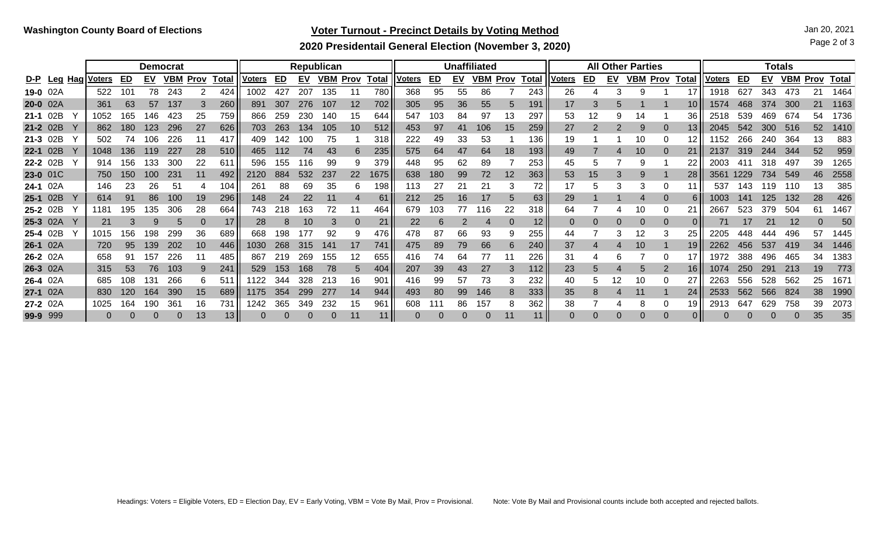**Washington County Board of Elections**

## Voter Turnout - Precinct Details by Voting Method

### 2020 Presidentail General Election (November 3, 2020)

Jan 20, 2021

| | | | Democrat | | | | | | Republican | | | | | | Unaffiliated | | | | | | All Other Parties | | | | | | Totals | | | | | |
|---|---|---|---|---|---|---|---|---|---|---|---|---|---|---|---|---|---|---|---|---|---|---|---|---|---|---|---|---|---|---|---|---|
| D-P | Leg | Hag | Voters | ED | EV | VBM | Prov | Total | Voters | ED | EV | VBM | Prov | Total | Voters | ED | EV | VBM | Prov | Total | Voters | ED | EV | VBM | Prov | Total | Voters | ED | EV | VBM | Prov | Total |
| 19-0 | 02A | | 522 | 101 | 78 | 243 | 2 | 424 | 1002 | 427 | 207 | 135 | 11 | 780 | 368 | 95 | 55 | 86 | 7 | 243 | 26 | 4 | 3 | 9 | 1 | 17 | 1918 | 627 | 343 | 473 | 21 | 1464 |
| 20-0 | 02A | | 361 | 63 | 57 | 137 | 3 | 260 | 891 | 307 | 276 | 107 | 12 | 702 | 305 | 95 | 36 | 55 | 5 | 191 | 17 | 3 | 5 | 1 | 1 | 10 | 1574 | 468 | 374 | 300 | 21 | 1163 |
| 21-1 | 02B | Y | 1052 | 165 | 146 | 423 | 25 | 759 | 866 | 259 | 230 | 140 | 15 | 644 | 547 | 103 | 84 | 97 | 13 | 297 | 53 | 12 | 9 | 14 | 1 | 36 | 2518 | 539 | 469 | 674 | 54 | 1736 |
| 21-2 | 02B | Y | 862 | 180 | 123 | 296 | 27 | 626 | 703 | 263 | 134 | 105 | 10 | 512 | 453 | 97 | 41 | 106 | 15 | 259 | 27 | 2 | 2 | 9 | 0 | 13 | 2045 | 542 | 300 | 516 | 52 | 1410 |
| 21-3 | 02B | Y | 502 | 74 | 106 | 226 | 11 | 417 | 409 | 142 | 100 | 75 | 1 | 318 | 222 | 49 | 33 | 53 | 1 | 136 | 19 | 1 | 1 | 10 | 0 | 12 | 1152 | 266 | 240 | 364 | 13 | 883 |
| 22-1 | 02B | Y | 1048 | 136 | 119 | 227 | 28 | 510 | 465 | 112 | 74 | 43 | 6 | 235 | 575 | 64 | 47 | 64 | 18 | 193 | 49 | 7 | 4 | 10 | 0 | 21 | 2137 | 319 | 244 | 344 | 52 | 959 |
| 22-2 | 02B | Y | 914 | 156 | 133 | 300 | 22 | 611 | 596 | 155 | 116 | 99 | 9 | 379 | 448 | 95 | 62 | 89 | 7 | 253 | 45 | 5 | 7 | 9 | 1 | 22 | 2003 | 411 | 318 | 497 | 39 | 1265 |
| 23-0 | 01C | | 750 | 150 | 100 | 231 | 11 | 492 | 2120 | 884 | 532 | 237 | 22 | 1675 | 638 | 180 | 99 | 72 | 12 | 363 | 53 | 15 | 3 | 9 | 1 | 28 | 3561 | 1229 | 734 | 549 | 46 | 2558 |
| 24-1 | 02A | | 146 | 23 | 26 | 51 | 4 | 104 | 261 | 88 | 69 | 35 | 6 | 198 | 113 | 27 | 21 | 21 | 3 | 72 | 17 | 5 | 3 | 3 | 0 | 11 | 537 | 143 | 119 | 110 | 13 | 385 |
| 25-1 | 02B | Y | 614 | 91 | 86 | 100 | 19 | 296 | 148 | 24 | 22 | 11 | 4 | 61 | 212 | 25 | 16 | 17 | 5 | 63 | 29 | 1 | 1 | 4 | 0 | 6 | 1003 | 141 | 125 | 132 | 28 | 426 |
| 25-2 | 02B | Y | 1181 | 195 | 135 | 306 | 28 | 664 | 743 | 218 | 163 | 72 | 11 | 464 | 679 | 103 | 77 | 116 | 22 | 318 | 64 | 7 | 4 | 10 | 0 | 21 | 2667 | 523 | 379 | 504 | 61 | 1467 |
| 25-3 | 02A | Y | 21 | 3 | 9 | 5 | 0 | 17 | 28 | 8 | 10 | 3 | 0 | 21 | 22 | 6 | 2 | 4 | 0 | 12 | 0 | 0 | 0 | 0 | 0 | 0 | 71 | 17 | 21 | 12 | 0 | 50 |
| 25-4 | 02B | Y | 1015 | 156 | 198 | 299 | 36 | 689 | 668 | 198 | 177 | 92 | 9 | 476 | 478 | 87 | 66 | 93 | 9 | 255 | 44 | 7 | 3 | 12 | 3 | 25 | 2205 | 448 | 444 | 496 | 57 | 1445 |
| 26-1 | 02A | | 720 | 95 | 139 | 202 | 10 | 446 | 1030 | 268 | 315 | 141 | 17 | 741 | 475 | 89 | 79 | 66 | 6 | 240 | 37 | 4 | 4 | 10 | 1 | 19 | 2262 | 456 | 537 | 419 | 34 | 1446 |
| 26-2 | 02A | | 658 | 91 | 157 | 226 | 11 | 485 | 867 | 219 | 269 | 155 | 12 | 655 | 416 | 74 | 64 | 77 | 11 | 226 | 31 | 4 | 6 | 7 | 0 | 17 | 1972 | 388 | 496 | 465 | 34 | 1383 |
| 26-3 | 02A | | 315 | 53 | 76 | 103 | 9 | 241 | 529 | 153 | 168 | 78 | 5 | 404 | 207 | 39 | 43 | 27 | 3 | 112 | 23 | 5 | 4 | 5 | 2 | 16 | 1074 | 250 | 291 | 213 | 19 | 773 |
| 26-4 | 02A | | 685 | 108 | 131 | 266 | 6 | 511 | 1122 | 344 | 328 | 213 | 16 | 901 | 416 | 99 | 57 | 73 | 3 | 232 | 40 | 5 | 12 | 10 | 0 | 27 | 2263 | 556 | 528 | 562 | 25 | 1671 |
| 27-1 | 02A | | 830 | 120 | 164 | 390 | 15 | 689 | 1175 | 354 | 299 | 277 | 14 | 944 | 493 | 80 | 99 | 146 | 8 | 333 | 35 | 8 | 4 | 11 | 1 | 24 | 2533 | 562 | 566 | 824 | 38 | 1990 |
| 27-2 | 02A | | 1025 | 164 | 190 | 361 | 16 | 731 | 1242 | 365 | 349 | 232 | 15 | 961 | 608 | 111 | 86 | 157 | 8 | 362 | 38 | 7 | 4 | 8 | 0 | 19 | 2913 | 647 | 629 | 758 | 39 | 2073 |
| 99-9 | 999 | | 0 | 0 | 0 | 0 | 13 | 13 | 0 | 0 | 0 | 0 | 11 | 11 | 0 | 0 | 0 | 0 | 11 | 11 | 0 | 0 | 0 | 0 | 0 | 0 | 0 | 0 | 0 | 0 | 35 | 35 |

Headings: Voters = Eligible Voters, ED = Election Day, EV = Early Voting, VBM = Vote By Mail, Prov = Provisional. Note: Vote By Mail and Provisional counts include both accepted and rejected ballots.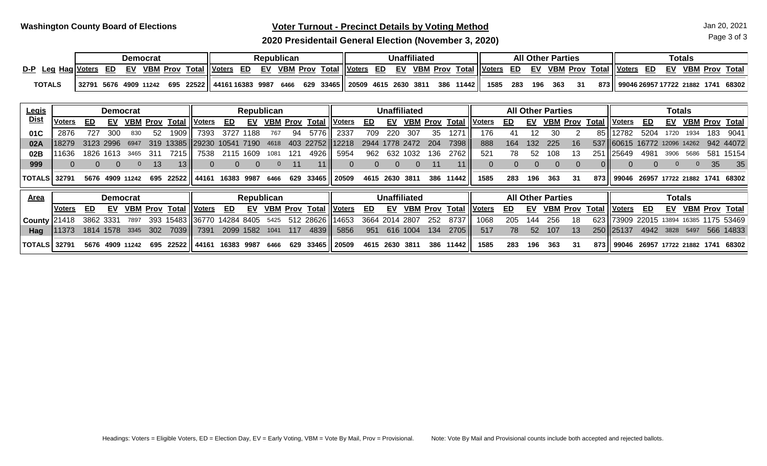Washington County Board of Elections

## Voter Turnout - Precinct Details by Voting Method

### 2020 Presidentail General Election (November 3, 2020)

Jan 20, 2021

| | Democrat | | | | | | Republican | | | | | | Unaffiliated | | | | | | All Other Parties | | | | | | Totals | | | | | |
|---|---|---|---|---|---|---|---|---|---|---|---|---|---|---|---|---|---|---|---|---|---|---|---|---|---|---|---|---|---|---|
| D-P Leg Hag | Voters | ED | EV | VBM | Prov | Total | Voters | ED | EV | VBM | Prov | Total | Voters | ED | EV | VBM | Prov | Total | Voters | ED | EV | VBM | Prov | Total | Voters | ED | EV | VBM | Prov | Total |
| TOTALS | 32791 | 5676 | 4909 | 11242 | 695 | 22522 | 44161 | 16383 | 9987 | 6466 | 629 | 33465 | 20509 | 4615 | 2630 | 3811 | 386 | 11442 | 1585 | 283 | 196 | 363 | 31 | 873 | 99046 | 26957 | 17722 | 21882 | 1741 | 68302 |

| Legis Dist | Democrat | | | | | | Republican | | | | | | Unaffiliated | | | | | | All Other Parties | | | | | | Totals | | | | | |
|---|---|---|---|---|---|---|---|---|---|---|---|---|---|---|---|---|---|---|---|---|---|---|---|---|---|---|---|---|---|---|
| | Voters | ED | EV | VBM | Prov | Total | Voters | ED | EV | VBM | Prov | Total | Voters | ED | EV | VBM | Prov | Total | Voters | ED | EV | VBM | Prov | Total | Voters | ED | EV | VBM | Prov | Total |
| 01C | 2876 | 727 | 300 | 830 | 52 | 1909 | 7393 | 3727 | 1188 | 767 | 94 | 5776 | 2337 | 709 | 220 | 307 | 35 | 1271 | 176 | 41 | 12 | 30 | 2 | 85 | 12782 | 5204 | 1720 | 1934 | 183 | 9041 |
| 02A | 18279 | 3123 | 2996 | 6947 | 319 | 13385 | 29230 | 10541 | 7190 | 4618 | 403 | 22752 | 12218 | 2944 | 1778 | 2472 | 204 | 7398 | 888 | 164 | 132 | 225 | 16 | 537 | 60615 | 16772 | 12096 | 14262 | 942 | 44072 |
| 02B | 11636 | 1826 | 1613 | 3465 | 311 | 7215 | 7538 | 2115 | 1609 | 1081 | 121 | 4926 | 5954 | 962 | 632 | 1032 | 136 | 2762 | 521 | 78 | 52 | 108 | 13 | 251 | 25649 | 4981 | 3906 | 5686 | 581 | 15154 |
| 999 | 0 | 0 | 0 | 0 | 13 | 13 | 0 | 0 | 0 | 0 | 11 | 11 | 0 | 0 | 0 | 0 | 11 | 11 | 0 | 0 | 0 | 0 | 0 | 0 | 0 | 0 | 0 | 0 | 35 | 35 |
| TOTALS | 32791 | 5676 | 4909 | 11242 | 695 | 22522 | 44161 | 16383 | 9987 | 6466 | 629 | 33465 | 20509 | 4615 | 2630 | 3811 | 386 | 11442 | 1585 | 283 | 196 | 363 | 31 | 873 | 99046 | 26957 | 17722 | 21882 | 1741 | 68302 |

| Area | Democrat | | | | | | Republican | | | | | | Unaffiliated | | | | | | All Other Parties | | | | | | Totals | | | | | |
|---|---|---|---|---|---|---|---|---|---|---|---|---|---|---|---|---|---|---|---|---|---|---|---|---|---|---|---|---|---|---|
| | Voters | ED | EV | VBM | Prov | Total | Voters | ED | EV | VBM | Prov | Total | Voters | ED | EV | VBM | Prov | Total | Voters | ED | EV | VBM | Prov | Total | Voters | ED | EV | VBM | Prov | Total |
| County | 21418 | 3862 | 3331 | 7897 | 393 | 15483 | 36770 | 14284 | 8405 | 5425 | 512 | 28626 | 14653 | 3664 | 2014 | 2807 | 252 | 8737 | 1068 | 205 | 144 | 256 | 18 | 623 | 73909 | 22015 | 13894 | 16385 | 1175 | 53469 |
| Hag | 11373 | 1814 | 1578 | 3345 | 302 | 7039 | 7391 | 2099 | 1582 | 1041 | 117 | 4839 | 5856 | 951 | 616 | 1004 | 134 | 2705 | 517 | 78 | 52 | 107 | 13 | 250 | 25137 | 4942 | 3828 | 5497 | 566 | 14833 |
| TOTALS | 32791 | 5676 | 4909 | 11242 | 695 | 22522 | 44161 | 16383 | 9987 | 6466 | 629 | 33465 | 20509 | 4615 | 2630 | 3811 | 386 | 11442 | 1585 | 283 | 196 | 363 | 31 | 873 | 99046 | 26957 | 17722 | 21882 | 1741 | 68302 |

Headings: Voters = Eligible Voters, ED = Election Day, EV = Early Voting, VBM = Vote By Mail, Prov = Provisional. Note: Vote By Mail and Provisional counts include both accepted and rejected ballots.